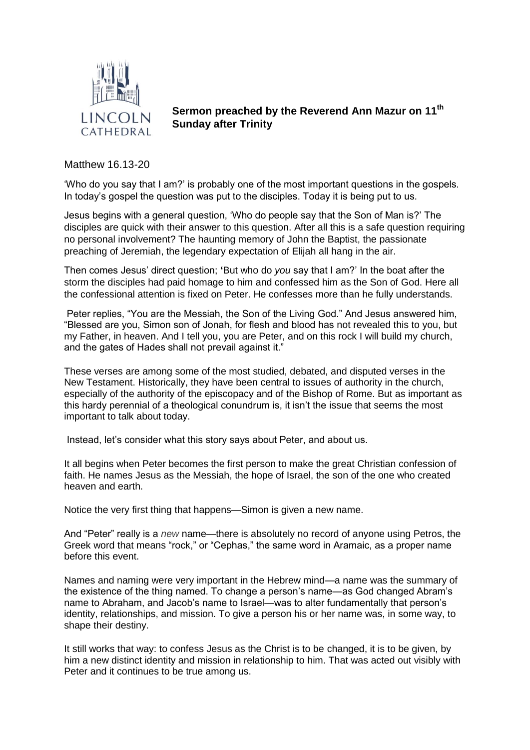**Sermon preached by the Reverend Ann Mazur on 11th Sunday after Trinity**

Matthew 16.13-20

'Who do you say that I am?' is probably one of the most important questions in the gospels. In today's gospel the question was put to the disciples. Today it is being put to us.

Jesus begins with a general question, 'Who do people say that the Son of Man is?' The disciples are quick with their answer to this question. After all this is a safe question requiring no personal involvement? The haunting memory of John the Baptist, the passionate preaching of Jeremiah, the legendary expectation of Elijah all hang in the air.

Then comes Jesus' direct question; **'**But who do *you* say that I am?' In the boat after the storm the disciples had paid homage to him and confessed him as the Son of God. Here all the confessional attention is fixed on Peter. He confesses more than he fully understands.

Peter replies, "You are the Messiah, the Son of the Living God." And Jesus answered him, "Blessed are you, Simon son of Jonah, for flesh and blood has not revealed this to you, but my Father, in heaven. And I tell you, you are Peter, and on this rock I will build my church, and the gates of Hades shall not prevail against it."

These verses are among some of the most studied, debated, and disputed verses in the New Testament. Historically, they have been central to issues of authority in the church, especially of the authority of the episcopacy and of the Bishop of Rome. But as important as this hardy perennial of a theological conundrum is, it isn't the issue that seems the most important to talk about today.

Instead, let's consider what this story says about Peter, and about us.

It all begins when Peter becomes the first person to make the great Christian confession of faith. He names Jesus as the Messiah, the hope of Israel, the son of the one who created heaven and earth.

Notice the very first thing that happens—Simon is given a new name.

And "Peter" really is a *new* name—there is absolutely no record of anyone using Petros, the Greek word that means "rock," or "Cephas," the same word in Aramaic, as a proper name before this event.

Names and naming were very important in the Hebrew mind—a name was the summary of the existence of the thing named. To change a person's name—as God changed Abram's name to Abraham, and Jacob's name to Israel—was to alter fundamentally that person's identity, relationships, and mission. To give a person his or her name was, in some way, to shape their destiny.

It still works that way: to confess Jesus as the Christ is to be changed, it is to be given, by him a new distinct identity and mission in relationship to him. That was acted out visibly with Peter and it continues to be true among us.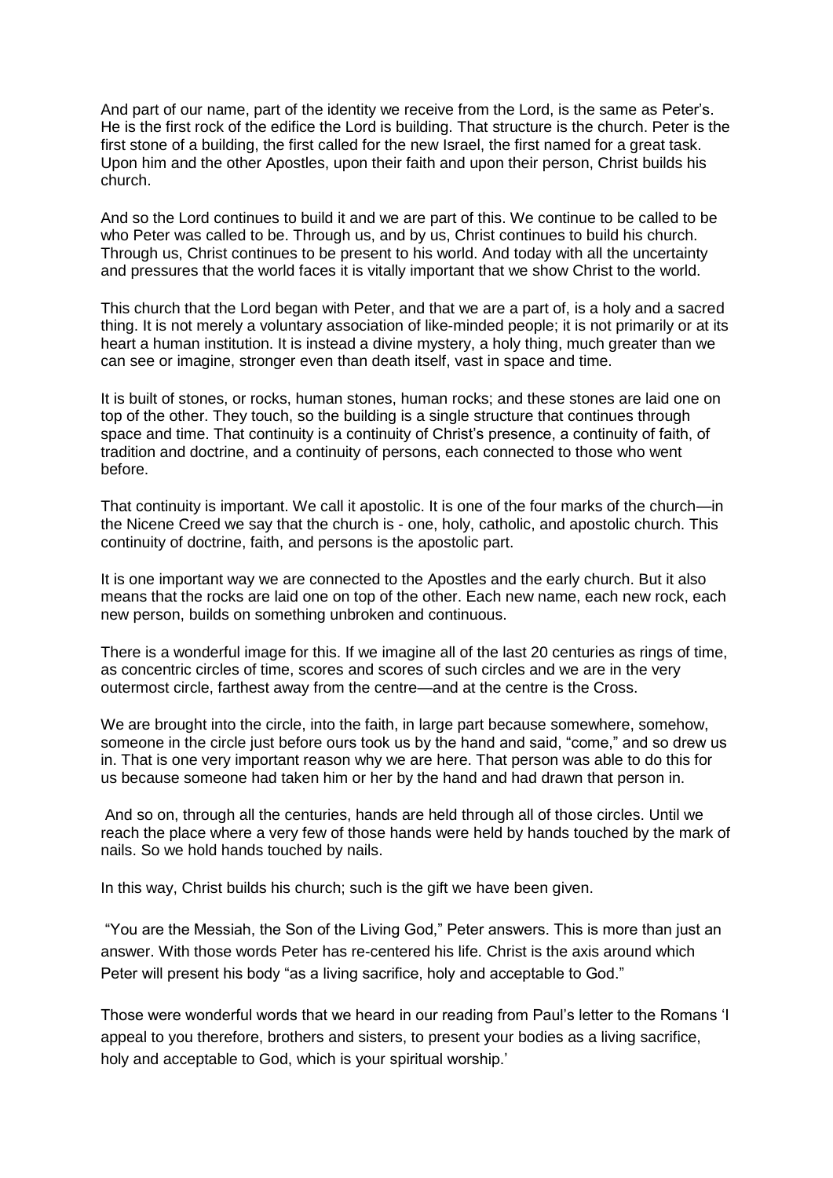And part of our name, part of the identity we receive from the Lord, is the same as Peter's. He is the first rock of the edifice the Lord is building. That structure is the church. Peter is the first stone of a building, the first called for the new Israel, the first named for a great task. Upon him and the other Apostles, upon their faith and upon their person, Christ builds his church.

And so the Lord continues to build it and we are part of this. We continue to be called to be who Peter was called to be. Through us, and by us, Christ continues to build his church. Through us, Christ continues to be present to his world. And today with all the uncertainty and pressures that the world faces it is vitally important that we show Christ to the world.

This church that the Lord began with Peter, and that we are a part of, is a holy and a sacred thing. It is not merely a voluntary association of like-minded people; it is not primarily or at its heart a human institution. It is instead a divine mystery, a holy thing, much greater than we can see or imagine, stronger even than death itself, vast in space and time.

It is built of stones, or rocks, human stones, human rocks; and these stones are laid one on top of the other. They touch, so the building is a single structure that continues through space and time. That continuity is a continuity of Christ's presence, a continuity of faith, of tradition and doctrine, and a continuity of persons, each connected to those who went before.

That continuity is important. We call it apostolic. It is one of the four marks of the church—in the Nicene Creed we say that the church is - one, holy, catholic, and apostolic church. This continuity of doctrine, faith, and persons is the apostolic part.

It is one important way we are connected to the Apostles and the early church. But it also means that the rocks are laid one on top of the other. Each new name, each new rock, each new person, builds on something unbroken and continuous.

There is a wonderful image for this. If we imagine all of the last 20 centuries as rings of time, as concentric circles of time, scores and scores of such circles and we are in the very outermost circle, farthest away from the centre—and at the centre is the Cross.

We are brought into the circle, into the faith, in large part because somewhere, somehow, someone in the circle just before ours took us by the hand and said, "come," and so drew us in. That is one very important reason why we are here. That person was able to do this for us because someone had taken him or her by the hand and had drawn that person in.

And so on, through all the centuries, hands are held through all of those circles. Until we reach the place where a very few of those hands were held by hands touched by the mark of nails. So we hold hands touched by nails.

In this way, Christ builds his church; such is the gift we have been given.

"You are the Messiah, the Son of the Living God," Peter answers. This is more than just an answer. With those words Peter has re-centered his life. Christ is the axis around which Peter will present his body "as a living sacrifice, holy and acceptable to God."

Those were wonderful words that we heard in our reading from Paul's letter to the Romans 'I appeal to you therefore, brothers and sisters, to present your bodies as a living sacrifice, holy and acceptable to God, which is your spiritual worship.'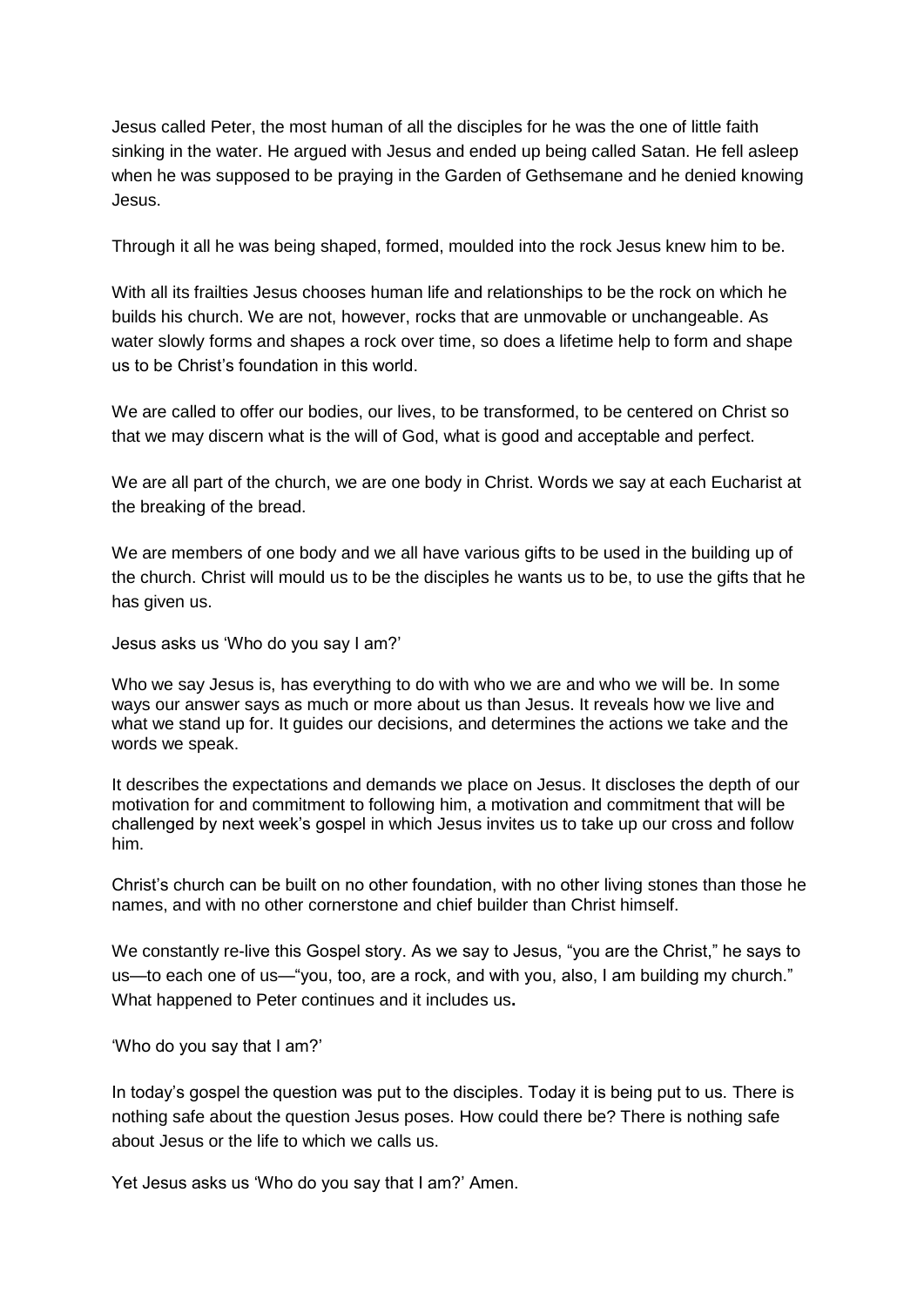Jesus called Peter, the most human of all the disciples for he was the one of little faith sinking in the water. He argued with Jesus and ended up being called Satan. He fell asleep when he was supposed to be praying in the Garden of Gethsemane and he denied knowing Jesus.

Through it all he was being shaped, formed, moulded into the rock Jesus knew him to be.

With all its frailties Jesus chooses human life and relationships to be the rock on which he builds his church. We are not, however, rocks that are unmovable or unchangeable. As water slowly forms and shapes a rock over time, so does a lifetime help to form and shape us to be Christ's foundation in this world.

We are called to offer our bodies, our lives, to be transformed, to be centered on Christ so that we may discern what is the will of God, what is good and acceptable and perfect.

We are all part of the church, we are one body in Christ. Words we say at each Eucharist at the breaking of the bread.

We are members of one body and we all have various gifts to be used in the building up of the church. Christ will mould us to be the disciples he wants us to be, to use the gifts that he has given us.

Jesus asks us 'Who do you say I am?'

Who we say Jesus is, has everything to do with who we are and who we will be. In some ways our answer says as much or more about us than Jesus. It reveals how we live and what we stand up for. It guides our decisions, and determines the actions we take and the words we speak.

It describes the expectations and demands we place on Jesus. It discloses the depth of our motivation for and commitment to following him, a motivation and commitment that will be challenged by next week's gospel in which Jesus invites us to take up our cross and follow him.

Christ's church can be built on no other foundation, with no other living stones than those he names, and with no other cornerstone and chief builder than Christ himself.

We constantly re-live this Gospel story. As we say to Jesus, "you are the Christ," he says to us—to each one of us—"you, too, are a rock, and with you, also, I am building my church." What happened to Peter continues and it includes us**.**

'Who do you say that I am?'

In today's gospel the question was put to the disciples. Today it is being put to us. There is nothing safe about the question Jesus poses. How could there be? There is nothing safe about Jesus or the life to which we calls us.

Yet Jesus asks us 'Who do you say that I am?' Amen.